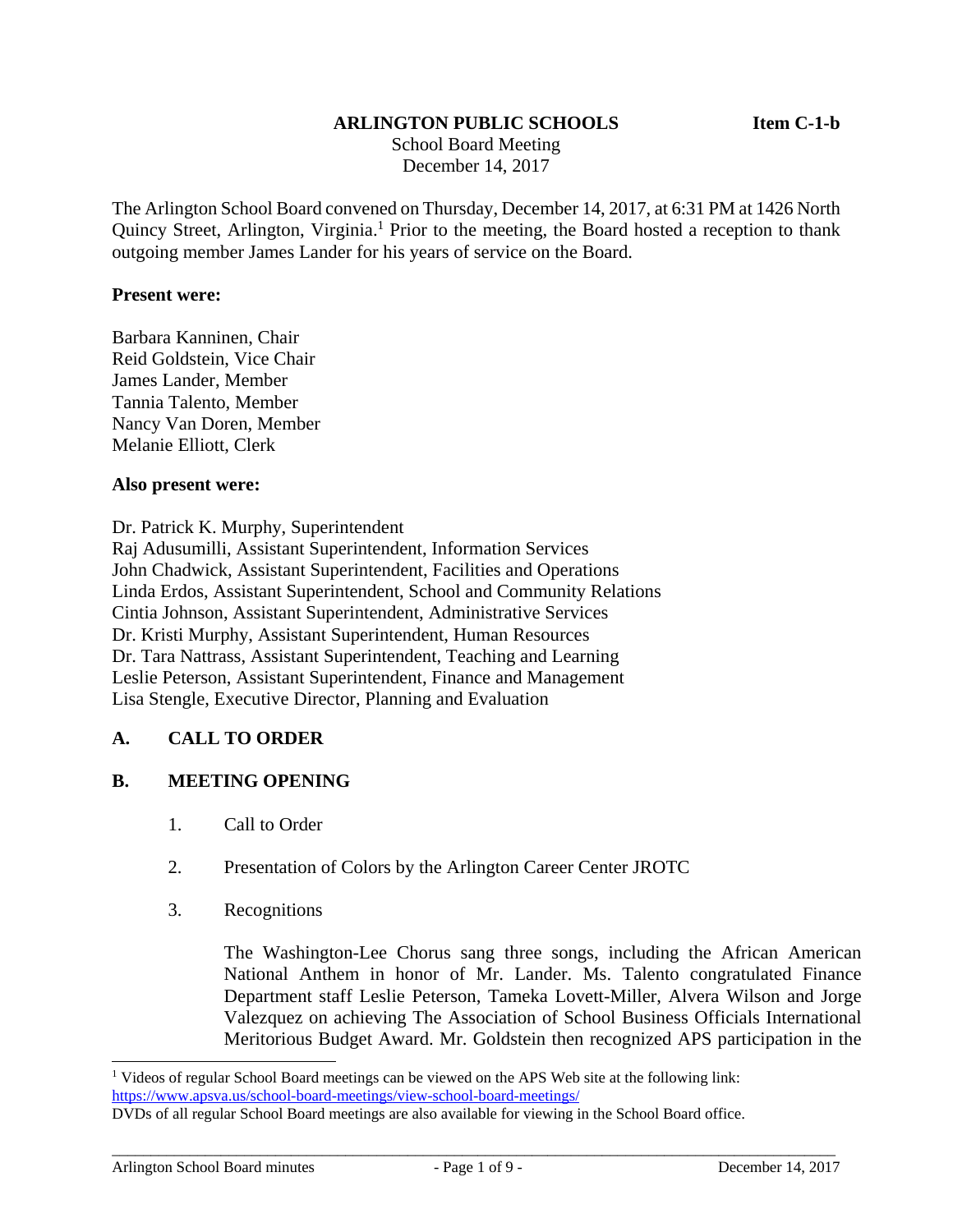**ARLINGTON PUBLIC SCHOOLS** **Item C-1-b**

School Board Meeting
December 14, 2017

The Arlington School Board convened on Thursday, December 14, 2017, at 6:31 PM at 1426 North Quincy Street, Arlington, Virginia.[1] Prior to the meeting, the Board hosted a reception to thank outgoing member James Lander for his years of service on the Board.

**Present were:**

Barbara Kanninen, Chair
Reid Goldstein, Vice Chair
James Lander, Member
Tannia Talento, Member
Nancy Van Doren, Member
Melanie Elliott, Clerk

**Also present were:**

Dr. Patrick K. Murphy, Superintendent
Raj Adusumilli, Assistant Superintendent, Information Services
John Chadwick, Assistant Superintendent, Facilities and Operations
Linda Erdos, Assistant Superintendent, School and Community Relations
Cintia Johnson, Assistant Superintendent, Administrative Services
Dr. Kristi Murphy, Assistant Superintendent, Human Resources
Dr. Tara Nattrass, Assistant Superintendent, Teaching and Learning
Leslie Peterson, Assistant Superintendent, Finance and Management
Lisa Stengle, Executive Director, Planning and Evaluation

## A. CALL TO ORDER

## B. MEETING OPENING

1. Call to Order

2. Presentation of Colors by the Arlington Career Center JROTC

3. Recognitions

   The Washington-Lee Chorus sang three songs, including the African American National Anthem in honor of Mr. Lander. Ms. Talento congratulated Finance Department staff Leslie Peterson, Tameka Lovett-Miller, Alvera Wilson and Jorge Valezquez on achieving The Association of School Business Officials International Meritorious Budget Award. Mr. Goldstein then recognized APS participation in the

[1] Videos of regular School Board meetings can be viewed on the APS Web site at the following link: https://www.apsva.us/school-board-meetings/view-school-board-meetings/
DVDs of all regular School Board meetings are also available for viewing in the School Board office.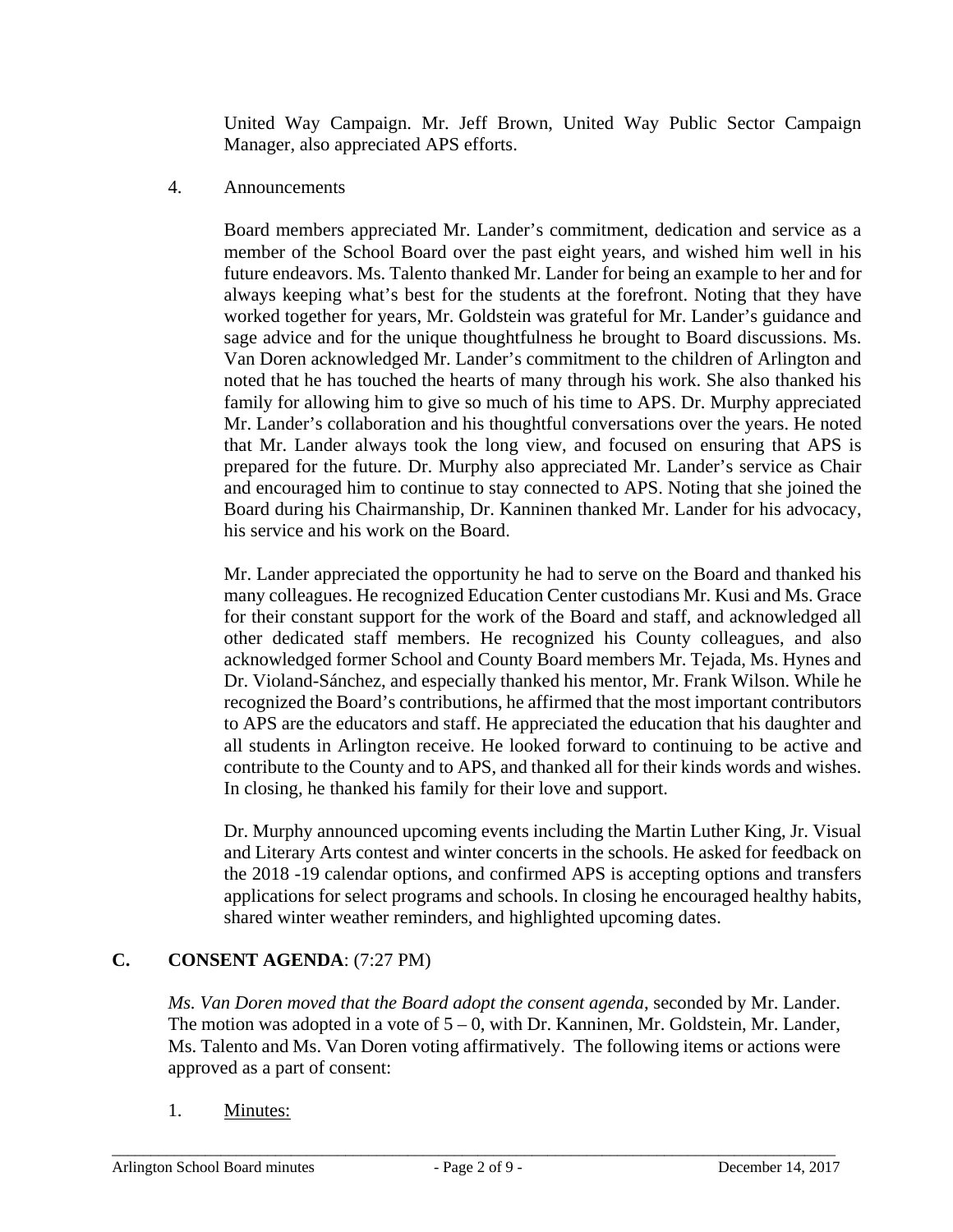United Way Campaign. Mr. Jeff Brown, United Way Public Sector Campaign Manager, also appreciated APS efforts.

4. Announcements

Board members appreciated Mr. Lander's commitment, dedication and service as a member of the School Board over the past eight years, and wished him well in his future endeavors. Ms. Talento thanked Mr. Lander for being an example to her and for always keeping what's best for the students at the forefront. Noting that they have worked together for years, Mr. Goldstein was grateful for Mr. Lander's guidance and sage advice and for the unique thoughtfulness he brought to Board discussions. Ms. Van Doren acknowledged Mr. Lander's commitment to the children of Arlington and noted that he has touched the hearts of many through his work. She also thanked his family for allowing him to give so much of his time to APS. Dr. Murphy appreciated Mr. Lander's collaboration and his thoughtful conversations over the years. He noted that Mr. Lander always took the long view, and focused on ensuring that APS is prepared for the future. Dr. Murphy also appreciated Mr. Lander's service as Chair and encouraged him to continue to stay connected to APS. Noting that she joined the Board during his Chairmanship, Dr. Kanninen thanked Mr. Lander for his advocacy, his service and his work on the Board.

Mr. Lander appreciated the opportunity he had to serve on the Board and thanked his many colleagues. He recognized Education Center custodians Mr. Kusi and Ms. Grace for their constant support for the work of the Board and staff, and acknowledged all other dedicated staff members. He recognized his County colleagues, and also acknowledged former School and County Board members Mr. Tejada, Ms. Hynes and Dr. Violand-Sánchez, and especially thanked his mentor, Mr. Frank Wilson. While he recognized the Board's contributions, he affirmed that the most important contributors to APS are the educators and staff. He appreciated the education that his daughter and all students in Arlington receive. He looked forward to continuing to be active and contribute to the County and to APS, and thanked all for their kinds words and wishes. In closing, he thanked his family for their love and support.

Dr. Murphy announced upcoming events including the Martin Luther King, Jr. Visual and Literary Arts contest and winter concerts in the schools. He asked for feedback on the 2018 -19 calendar options, and confirmed APS is accepting options and transfers applications for select programs and schools. In closing he encouraged healthy habits, shared winter weather reminders, and highlighted upcoming dates.

## C. CONSENT AGENDA: (7:27 PM)

*Ms. Van Doren moved that the Board adopt the consent agenda*, seconded by Mr. Lander. The motion was adopted in a vote of 5 – 0, with Dr. Kanninen, Mr. Goldstein, Mr. Lander, Ms. Talento and Ms. Van Doren voting affirmatively. The following items or actions were approved as a part of consent:

1. Minutes: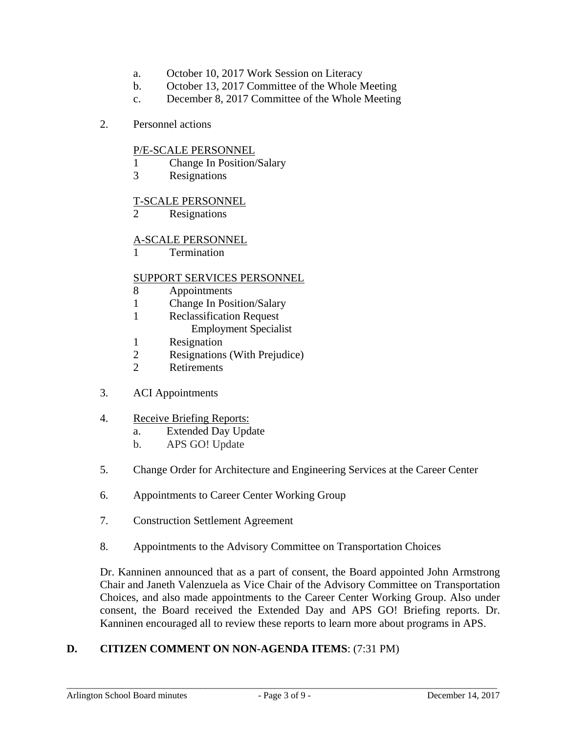a. October 10, 2017 Work Session on Literacy
   b. October 13, 2017 Committee of the Whole Meeting
   c. December 8, 2017 Committee of the Whole Meeting

2. Personnel actions

   P/E-SCALE PERSONNEL
   1 Change In Position/Salary
   3 Resignations

   T-SCALE PERSONNEL
   2 Resignations

   A-SCALE PERSONNEL
   1 Termination

   SUPPORT SERVICES PERSONNEL
   8 Appointments
   1 Change In Position/Salary
   1 Reclassification Request
      Employment Specialist
   1 Resignation
   2 Resignations (With Prejudice)
   2 Retirements

3. ACI Appointments

4. Receive Briefing Reports:
   a. Extended Day Update
   b. APS GO! Update

5. Change Order for Architecture and Engineering Services at the Career Center

6. Appointments to Career Center Working Group

7. Construction Settlement Agreement

8. Appointments to the Advisory Committee on Transportation Choices

Dr. Kanninen announced that as a part of consent, the Board appointed John Armstrong Chair and Janeth Valenzuela as Vice Chair of the Advisory Committee on Transportation Choices, and also made appointments to the Career Center Working Group. Also under consent, the Board received the Extended Day and APS GO! Briefing reports. Dr. Kanninen encouraged all to review these reports to learn more about programs in APS.

## D. CITIZEN COMMENT ON NON-AGENDA ITEMS: (7:31 PM)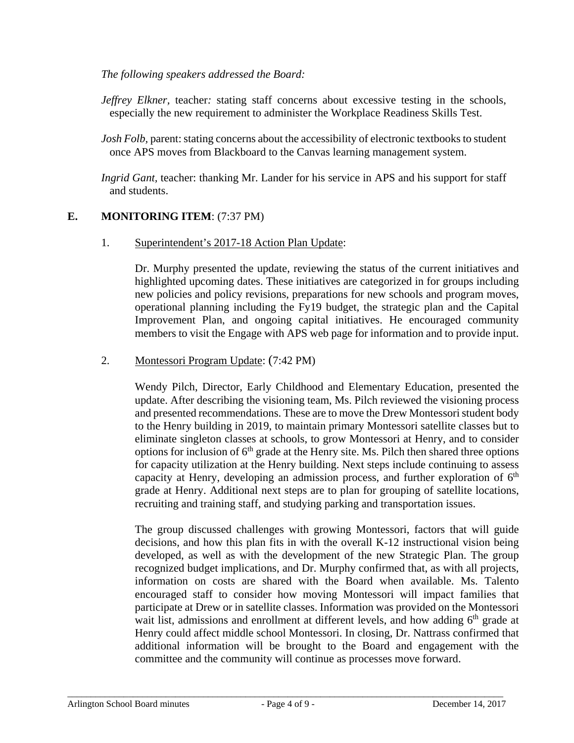*The following speakers addressed the Board:*

*Jeffrey Elkner,* teacher*:* stating staff concerns about excessive testing in the schools, especially the new requirement to administer the Workplace Readiness Skills Test.

*Josh Folb,* parent: stating concerns about the accessibility of electronic textbooks to student once APS moves from Blackboard to the Canvas learning management system.

*Ingrid Gant,* teacher: thanking Mr. Lander for his service in APS and his support for staff and students.

## E. MONITORING ITEM: (7:37 PM)

1. Superintendent's 2017-18 Action Plan Update:

   Dr. Murphy presented the update, reviewing the status of the current initiatives and highlighted upcoming dates. These initiatives are categorized in for groups including new policies and policy revisions, preparations for new schools and program moves, operational planning including the Fy19 budget, the strategic plan and the Capital Improvement Plan, and ongoing capital initiatives. He encouraged community members to visit the Engage with APS web page for information and to provide input.

2. Montessori Program Update: (7:42 PM)

   Wendy Pilch, Director, Early Childhood and Elementary Education, presented the update. After describing the visioning team, Ms. Pilch reviewed the visioning process and presented recommendations. These are to move the Drew Montessori student body to the Henry building in 2019, to maintain primary Montessori satellite classes but to eliminate singleton classes at schools, to grow Montessori at Henry, and to consider options for inclusion of 6th grade at the Henry site. Ms. Pilch then shared three options for capacity utilization at the Henry building. Next steps include continuing to assess capacity at Henry, developing an admission process, and further exploration of 6th grade at Henry. Additional next steps are to plan for grouping of satellite locations, recruiting and training staff, and studying parking and transportation issues.

   The group discussed challenges with growing Montessori, factors that will guide decisions, and how this plan fits in with the overall K-12 instructional vision being developed, as well as with the development of the new Strategic Plan. The group recognized budget implications, and Dr. Murphy confirmed that, as with all projects, information on costs are shared with the Board when available. Ms. Talento encouraged staff to consider how moving Montessori will impact families that participate at Drew or in satellite classes. Information was provided on the Montessori wait list, admissions and enrollment at different levels, and how adding 6th grade at Henry could affect middle school Montessori. In closing, Dr. Nattrass confirmed that additional information will be brought to the Board and engagement with the committee and the community will continue as processes move forward.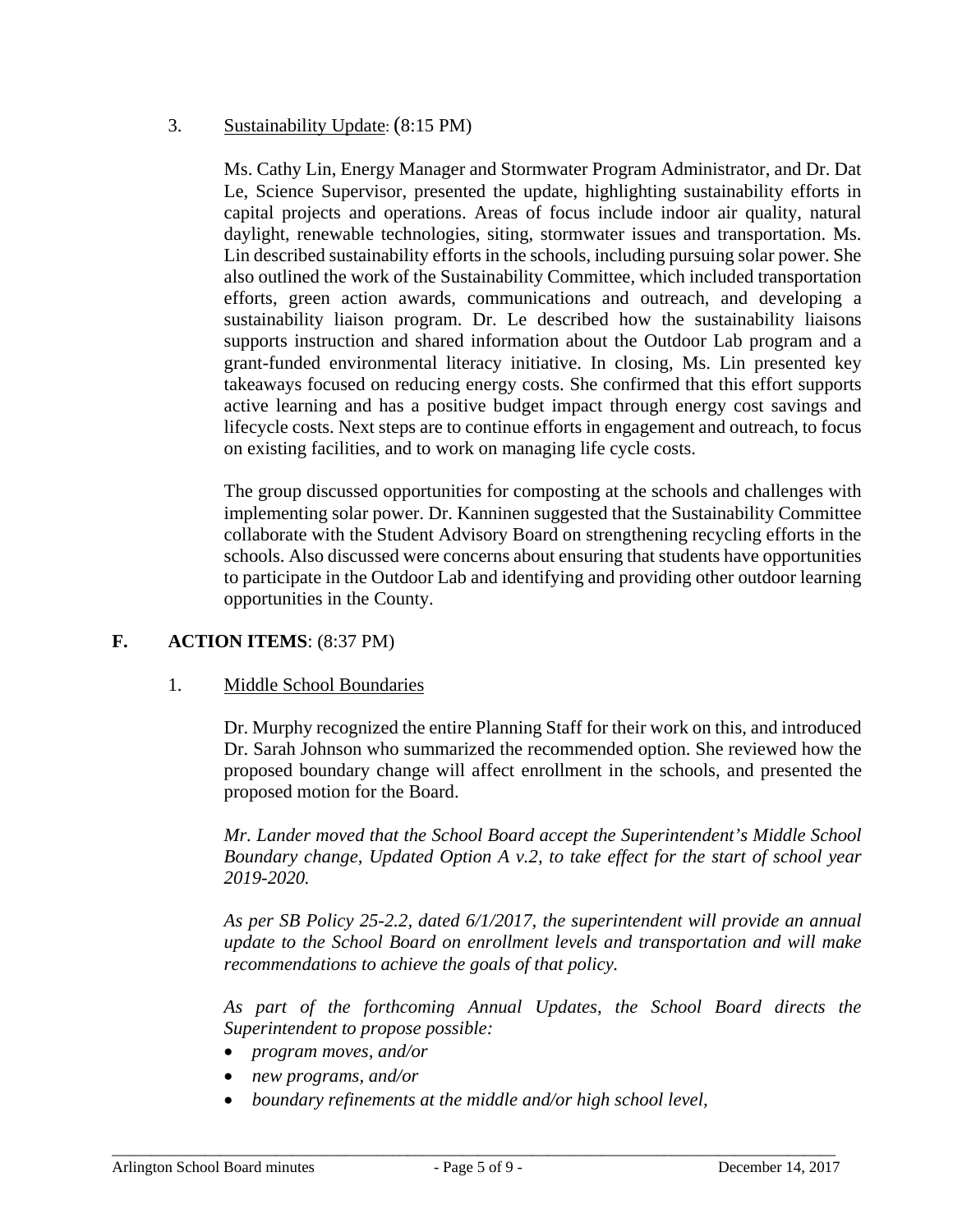3. <u>Sustainability Update</u>: (8:15 PM)

Ms. Cathy Lin, Energy Manager and Stormwater Program Administrator, and Dr. Dat Le, Science Supervisor, presented the update, highlighting sustainability efforts in capital projects and operations. Areas of focus include indoor air quality, natural daylight, renewable technologies, siting, stormwater issues and transportation. Ms. Lin described sustainability efforts in the schools, including pursuing solar power. She also outlined the work of the Sustainability Committee, which included transportation efforts, green action awards, communications and outreach, and developing a sustainability liaison program. Dr. Le described how the sustainability liaisons supports instruction and shared information about the Outdoor Lab program and a grant-funded environmental literacy initiative. In closing, Ms. Lin presented key takeaways focused on reducing energy costs. She confirmed that this effort supports active learning and has a positive budget impact through energy cost savings and lifecycle costs. Next steps are to continue efforts in engagement and outreach, to focus on existing facilities, and to work on managing life cycle costs.

The group discussed opportunities for composting at the schools and challenges with implementing solar power. Dr. Kanninen suggested that the Sustainability Committee collaborate with the Student Advisory Board on strengthening recycling efforts in the schools. Also discussed were concerns about ensuring that students have opportunities to participate in the Outdoor Lab and identifying and providing other outdoor learning opportunities in the County.

## F. ACTION ITEMS: (8:37 PM)

1. <u>Middle School Boundaries</u>

Dr. Murphy recognized the entire Planning Staff for their work on this, and introduced Dr. Sarah Johnson who summarized the recommended option. She reviewed how the proposed boundary change will affect enrollment in the schools, and presented the proposed motion for the Board.

*Mr. Lander moved that the School Board accept the Superintendent's Middle School Boundary change, Updated Option A v.2, to take effect for the start of school year 2019-2020.*

*As per SB Policy 25-2.2, dated 6/1/2017, the superintendent will provide an annual update to the School Board on enrollment levels and transportation and will make recommendations to achieve the goals of that policy.*

*As part of the forthcoming Annual Updates, the School Board directs the Superintendent to propose possible:*

- *program moves, and/or*
- *new programs, and/or*
- *boundary refinements at the middle and/or high school level,*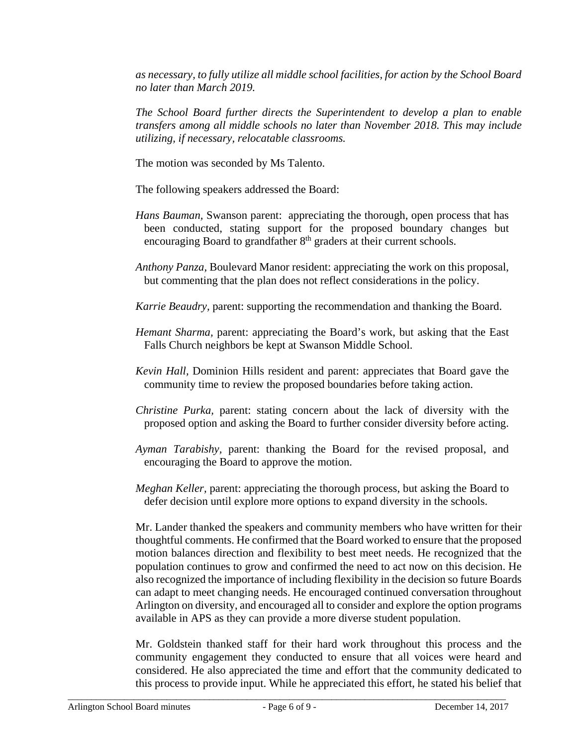*as necessary, to fully utilize all middle school facilities, for action by the School Board no later than March 2019.*

*The School Board further directs the Superintendent to develop a plan to enable transfers among all middle schools no later than November 2018. This may include utilizing, if necessary, relocatable classrooms.*

The motion was seconded by Ms Talento.

The following speakers addressed the Board:

*Hans Bauman,* Swanson parent: appreciating the thorough, open process that has been conducted, stating support for the proposed boundary changes but encouraging Board to grandfather 8th graders at their current schools.

*Anthony Panza,* Boulevard Manor resident: appreciating the work on this proposal, but commenting that the plan does not reflect considerations in the policy.

*Karrie Beaudry,* parent: supporting the recommendation and thanking the Board.

*Hemant Sharma,* parent: appreciating the Board's work, but asking that the East Falls Church neighbors be kept at Swanson Middle School.

*Kevin Hall,* Dominion Hills resident and parent: appreciates that Board gave the community time to review the proposed boundaries before taking action.

*Christine Purka,* parent: stating concern about the lack of diversity with the proposed option and asking the Board to further consider diversity before acting.

*Ayman Tarabishy,* parent: thanking the Board for the revised proposal, and encouraging the Board to approve the motion.

*Meghan Keller,* parent: appreciating the thorough process, but asking the Board to defer decision until explore more options to expand diversity in the schools.

Mr. Lander thanked the speakers and community members who have written for their thoughtful comments. He confirmed that the Board worked to ensure that the proposed motion balances direction and flexibility to best meet needs. He recognized that the population continues to grow and confirmed the need to act now on this decision. He also recognized the importance of including flexibility in the decision so future Boards can adapt to meet changing needs. He encouraged continued conversation throughout Arlington on diversity, and encouraged all to consider and explore the option programs available in APS as they can provide a more diverse student population.

Mr. Goldstein thanked staff for their hard work throughout this process and the community engagement they conducted to ensure that all voices were heard and considered. He also appreciated the time and effort that the community dedicated to this process to provide input. While he appreciated this effort, he stated his belief that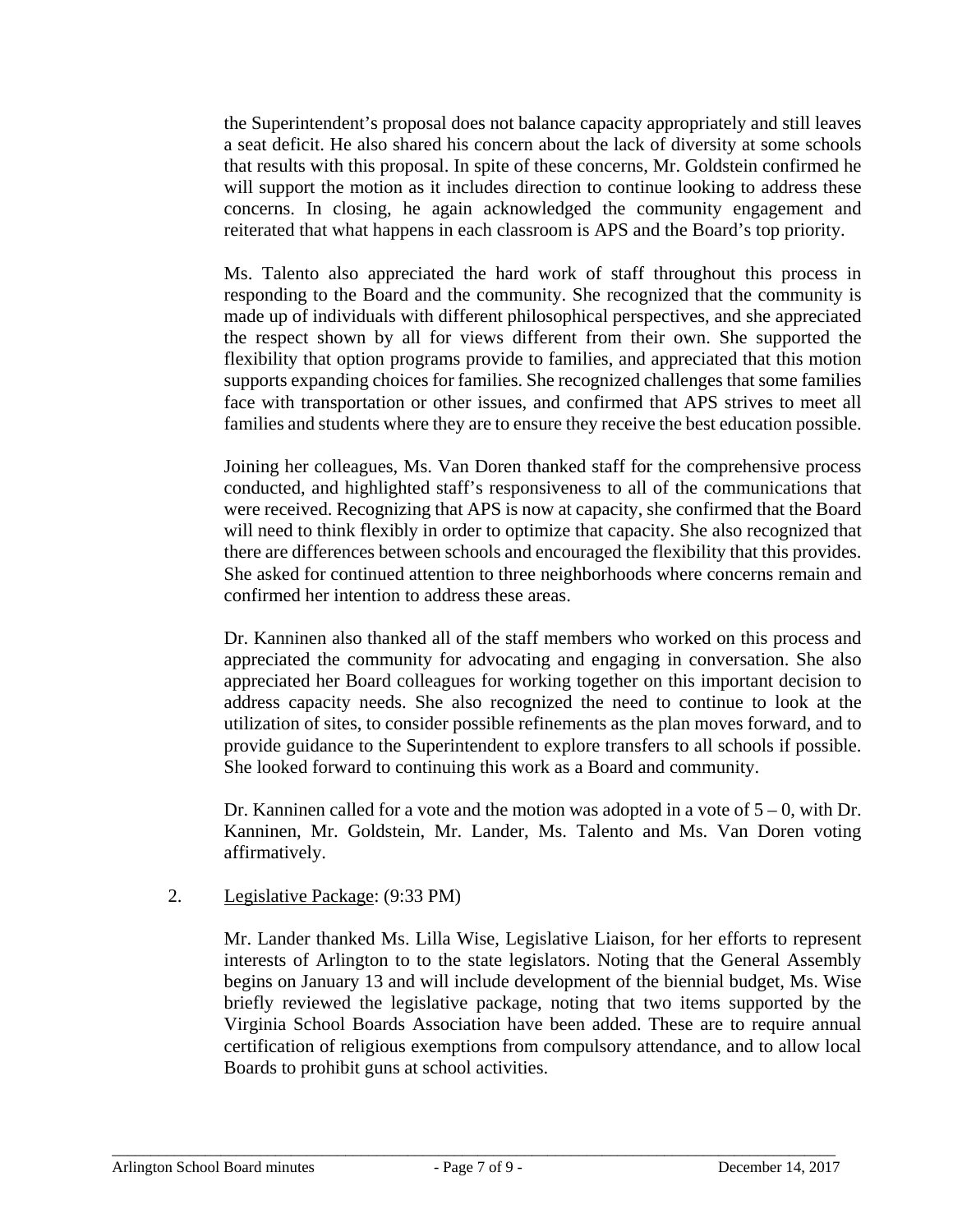the Superintendent's proposal does not balance capacity appropriately and still leaves a seat deficit. He also shared his concern about the lack of diversity at some schools that results with this proposal. In spite of these concerns, Mr. Goldstein confirmed he will support the motion as it includes direction to continue looking to address these concerns. In closing, he again acknowledged the community engagement and reiterated that what happens in each classroom is APS and the Board's top priority.

Ms. Talento also appreciated the hard work of staff throughout this process in responding to the Board and the community. She recognized that the community is made up of individuals with different philosophical perspectives, and she appreciated the respect shown by all for views different from their own. She supported the flexibility that option programs provide to families, and appreciated that this motion supports expanding choices for families. She recognized challenges that some families face with transportation or other issues, and confirmed that APS strives to meet all families and students where they are to ensure they receive the best education possible.

Joining her colleagues, Ms. Van Doren thanked staff for the comprehensive process conducted, and highlighted staff's responsiveness to all of the communications that were received. Recognizing that APS is now at capacity, she confirmed that the Board will need to think flexibly in order to optimize that capacity. She also recognized that there are differences between schools and encouraged the flexibility that this provides. She asked for continued attention to three neighborhoods where concerns remain and confirmed her intention to address these areas.

Dr. Kanninen also thanked all of the staff members who worked on this process and appreciated the community for advocating and engaging in conversation. She also appreciated her Board colleagues for working together on this important decision to address capacity needs. She also recognized the need to continue to look at the utilization of sites, to consider possible refinements as the plan moves forward, and to provide guidance to the Superintendent to explore transfers to all schools if possible. She looked forward to continuing this work as a Board and community.

Dr. Kanninen called for a vote and the motion was adopted in a vote of 5 – 0, with Dr. Kanninen, Mr. Goldstein, Mr. Lander, Ms. Talento and Ms. Van Doren voting affirmatively.

2. Legislative Package: (9:33 PM)

Mr. Lander thanked Ms. Lilla Wise, Legislative Liaison, for her efforts to represent interests of Arlington to to the state legislators. Noting that the General Assembly begins on January 13 and will include development of the biennial budget, Ms. Wise briefly reviewed the legislative package, noting that two items supported by the Virginia School Boards Association have been added. These are to require annual certification of religious exemptions from compulsory attendance, and to allow local Boards to prohibit guns at school activities.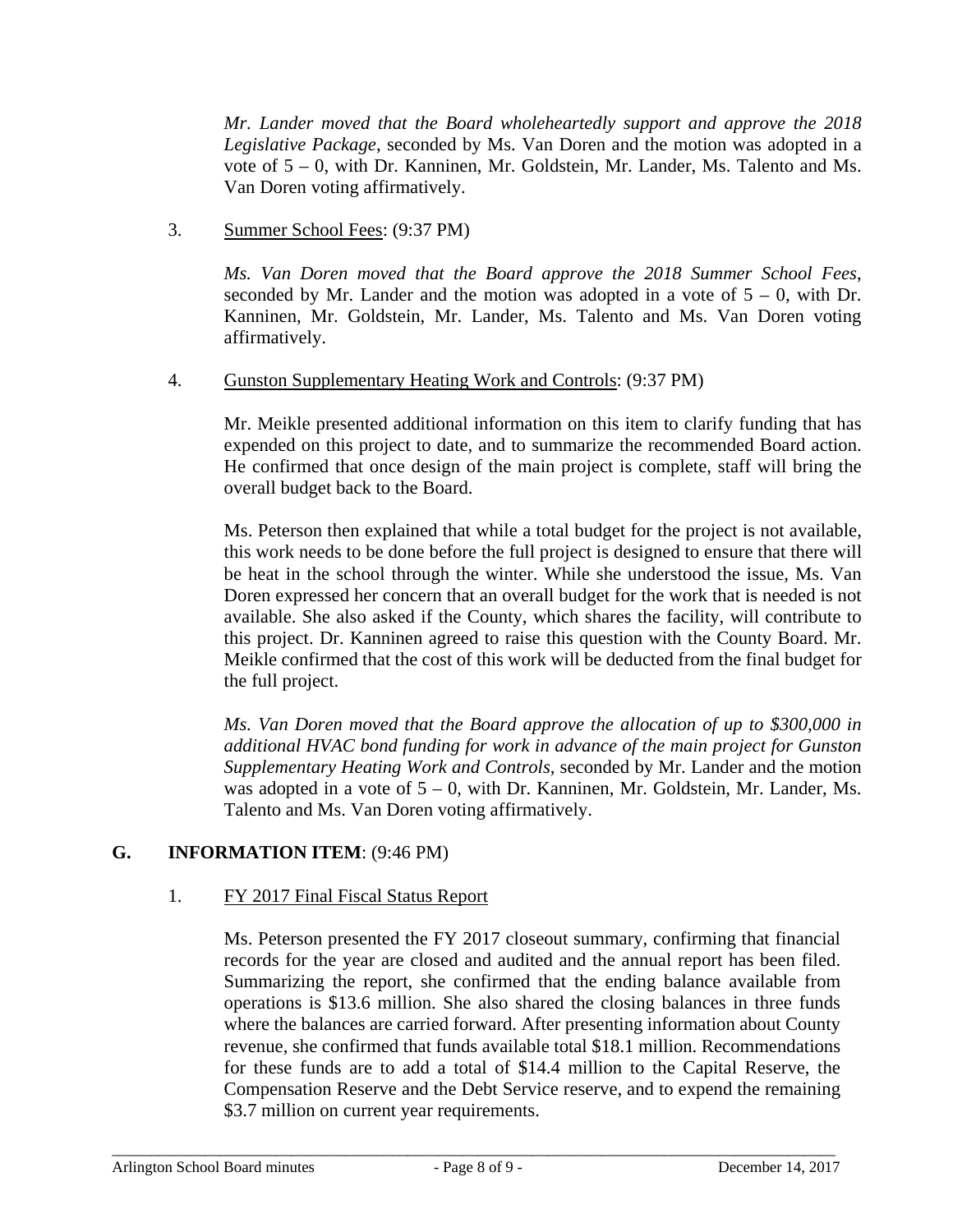*Mr. Lander moved that the Board wholeheartedly support and approve the 2018 Legislative Package*, seconded by Ms. Van Doren and the motion was adopted in a vote of 5 – 0, with Dr. Kanninen, Mr. Goldstein, Mr. Lander, Ms. Talento and Ms. Van Doren voting affirmatively.

3. Summer School Fees: (9:37 PM)

   *Ms. Van Doren moved that the Board approve the 2018 Summer School Fees*, seconded by Mr. Lander and the motion was adopted in a vote of 5 – 0, with Dr. Kanninen, Mr. Goldstein, Mr. Lander, Ms. Talento and Ms. Van Doren voting affirmatively.

4. Gunston Supplementary Heating Work and Controls: (9:37 PM)

   Mr. Meikle presented additional information on this item to clarify funding that has expended on this project to date, and to summarize the recommended Board action. He confirmed that once design of the main project is complete, staff will bring the overall budget back to the Board.

   Ms. Peterson then explained that while a total budget for the project is not available, this work needs to be done before the full project is designed to ensure that there will be heat in the school through the winter. While she understood the issue, Ms. Van Doren expressed her concern that an overall budget for the work that is needed is not available. She also asked if the County, which shares the facility, will contribute to this project. Dr. Kanninen agreed to raise this question with the County Board. Mr. Meikle confirmed that the cost of this work will be deducted from the final budget for the full project.

   *Ms. Van Doren moved that the Board approve the allocation of up to $300,000 in additional HVAC bond funding for work in advance of the main project for Gunston Supplementary Heating Work and Controls*, seconded by Mr. Lander and the motion was adopted in a vote of 5 – 0, with Dr. Kanninen, Mr. Goldstein, Mr. Lander, Ms. Talento and Ms. Van Doren voting affirmatively.

## G. INFORMATION ITEM: (9:46 PM)

1. FY 2017 Final Fiscal Status Report

   Ms. Peterson presented the FY 2017 closeout summary, confirming that financial records for the year are closed and audited and the annual report has been filed. Summarizing the report, she confirmed that the ending balance available from operations is $13.6 million. She also shared the closing balances in three funds where the balances are carried forward. After presenting information about County revenue, she confirmed that funds available total $18.1 million. Recommendations for these funds are to add a total of $14.4 million to the Capital Reserve, the Compensation Reserve and the Debt Service reserve, and to expend the remaining $3.7 million on current year requirements.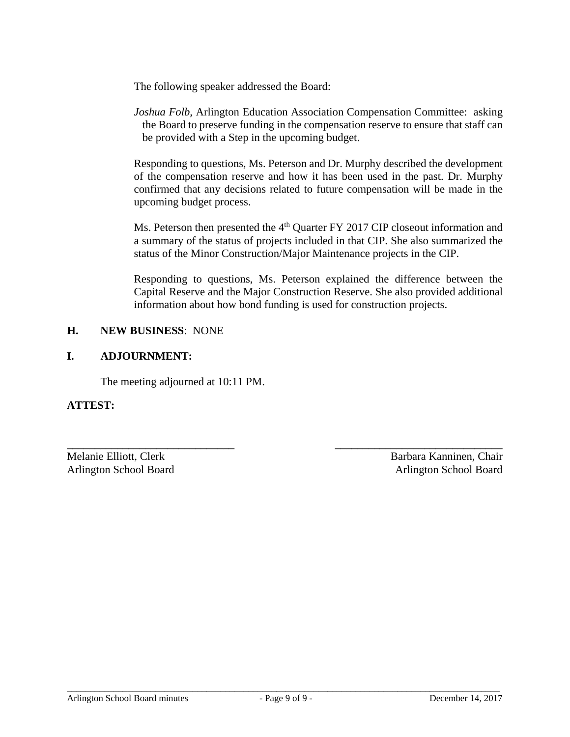The following speaker addressed the Board:

*Joshua Folb*, Arlington Education Association Compensation Committee: asking the Board to preserve funding in the compensation reserve to ensure that staff can be provided with a Step in the upcoming budget.

Responding to questions, Ms. Peterson and Dr. Murphy described the development of the compensation reserve and how it has been used in the past. Dr. Murphy confirmed that any decisions related to future compensation will be made in the upcoming budget process.

Ms. Peterson then presented the 4th Quarter FY 2017 CIP closeout information and a summary of the status of projects included in that CIP. She also summarized the status of the Minor Construction/Major Maintenance projects in the CIP.

Responding to questions, Ms. Peterson explained the difference between the Capital Reserve and the Major Construction Reserve. She also provided additional information about how bond funding is used for construction projects.

**H. NEW BUSINESS**: NONE

**I. ADJOURNMENT:**

The meeting adjourned at 10:11 PM.

**ATTEST:**

______________________________

Melanie Elliott, Clerk
Arlington School Board

______________________________

Barbara Kanninen, Chair
Arlington School Board